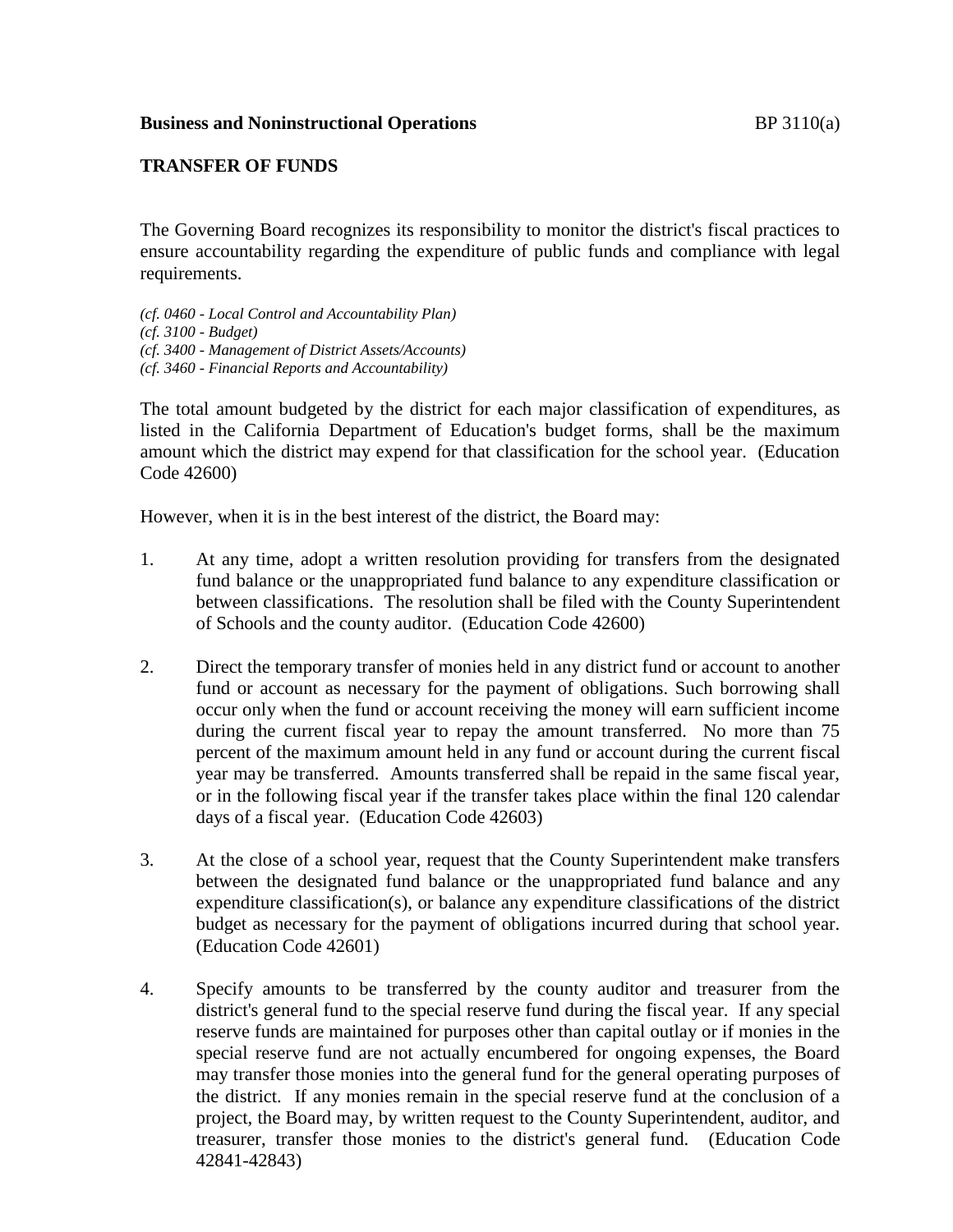**Business and Noninstructional Operations** BP 3110(a)

# TRANSFER OF FUNDS

The Governing Board recognizes its responsibility to monitor the district's fiscal practices to ensure accountability regarding the expenditure of public funds and compliance with legal requirements.

*(cf. 0460 - Local Control and Accountability Plan)*
*(cf. 3100 - Budget)*
*(cf. 3400 - Management of District Assets/Accounts)*
*(cf. 3460 - Financial Reports and Accountability)*

The total amount budgeted by the district for each major classification of expenditures, as listed in the California Department of Education's budget forms, shall be the maximum amount which the district may expend for that classification for the school year. (Education Code 42600)

However, when it is in the best interest of the district, the Board may:

1. At any time, adopt a written resolution providing for transfers from the designated fund balance or the unappropriated fund balance to any expenditure classification or between classifications. The resolution shall be filed with the County Superintendent of Schools and the county auditor. (Education Code 42600)

2. Direct the temporary transfer of monies held in any district fund or account to another fund or account as necessary for the payment of obligations. Such borrowing shall occur only when the fund or account receiving the money will earn sufficient income during the current fiscal year to repay the amount transferred. No more than 75 percent of the maximum amount held in any fund or account during the current fiscal year may be transferred. Amounts transferred shall be repaid in the same fiscal year, or in the following fiscal year if the transfer takes place within the final 120 calendar days of a fiscal year. (Education Code 42603)

3. At the close of a school year, request that the County Superintendent make transfers between the designated fund balance or the unappropriated fund balance and any expenditure classification(s), or balance any expenditure classifications of the district budget as necessary for the payment of obligations incurred during that school year. (Education Code 42601)

4. Specify amounts to be transferred by the county auditor and treasurer from the district's general fund to the special reserve fund during the fiscal year. If any special reserve funds are maintained for purposes other than capital outlay or if monies in the special reserve fund are not actually encumbered for ongoing expenses, the Board may transfer those monies into the general fund for the general operating purposes of the district. If any monies remain in the special reserve fund at the conclusion of a project, the Board may, by written request to the County Superintendent, auditor, and treasurer, transfer those monies to the district's general fund. (Education Code 42841-42843)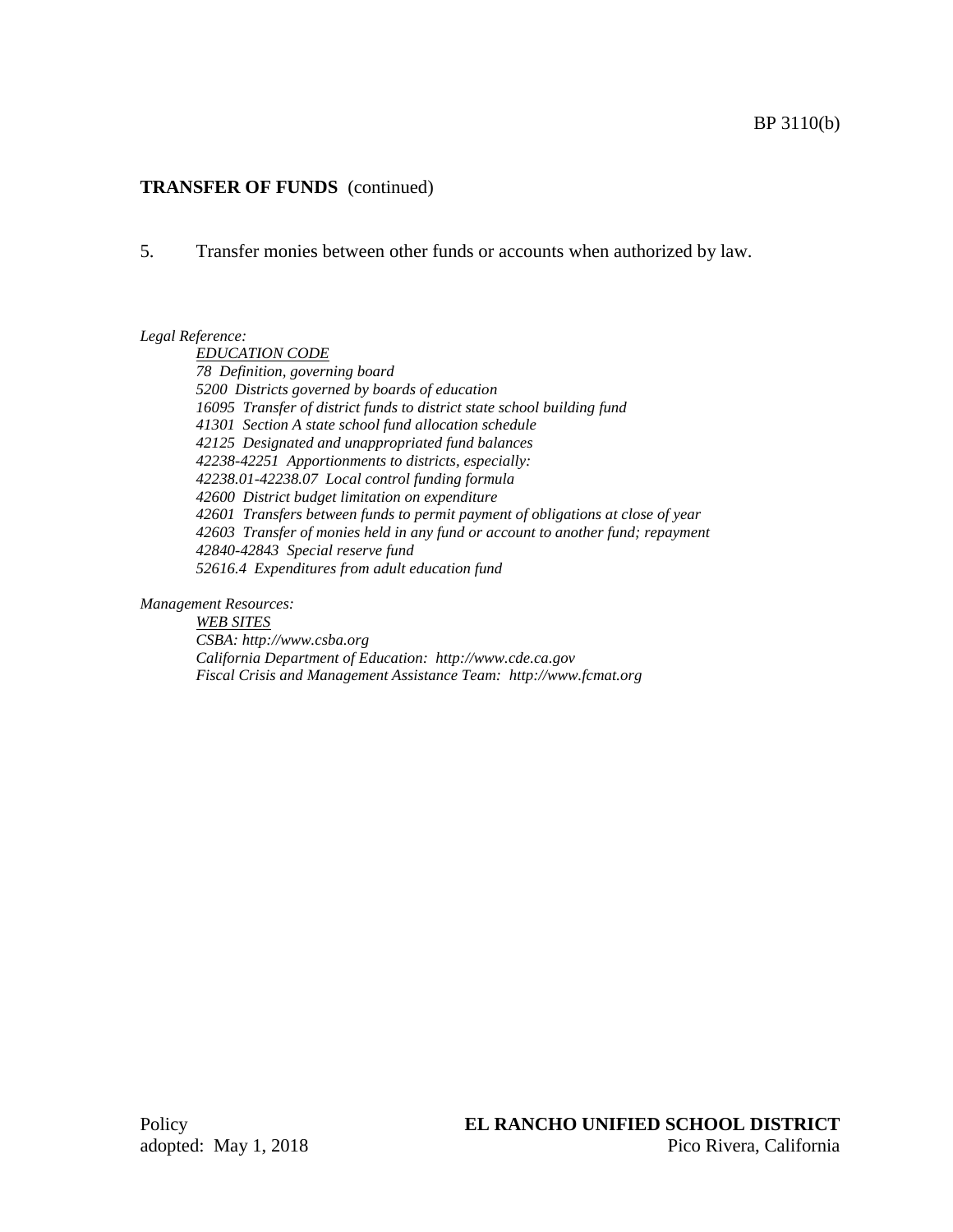**TRANSFER OF FUNDS** (continued)

5. Transfer monies between other funds or accounts when authorized by law.

*Legal Reference:*

*EDUCATION CODE*

*78 Definition, governing board*
*5200 Districts governed by boards of education*
*16095 Transfer of district funds to district state school building fund*
*41301 Section A state school fund allocation schedule*
*42125 Designated and unappropriated fund balances*
*42238-42251 Apportionments to districts, especially:*
*42238.01-42238.07 Local control funding formula*
*42600 District budget limitation on expenditure*
*42601 Transfers between funds to permit payment of obligations at close of year*
*42603 Transfer of monies held in any fund or account to another fund; repayment*
*42840-42843 Special reserve fund*
*52616.4 Expenditures from adult education fund*

*Management Resources:*

*WEB SITES*

*CSBA: http://www.csba.org*
*California Department of Education: http://www.cde.ca.gov*
*Fiscal Crisis and Management Assistance Team: http://www.fcmat.org*

Policy
adopted: May 1, 2018

**EL RANCHO UNIFIED SCHOOL DISTRICT**
Pico Rivera, California